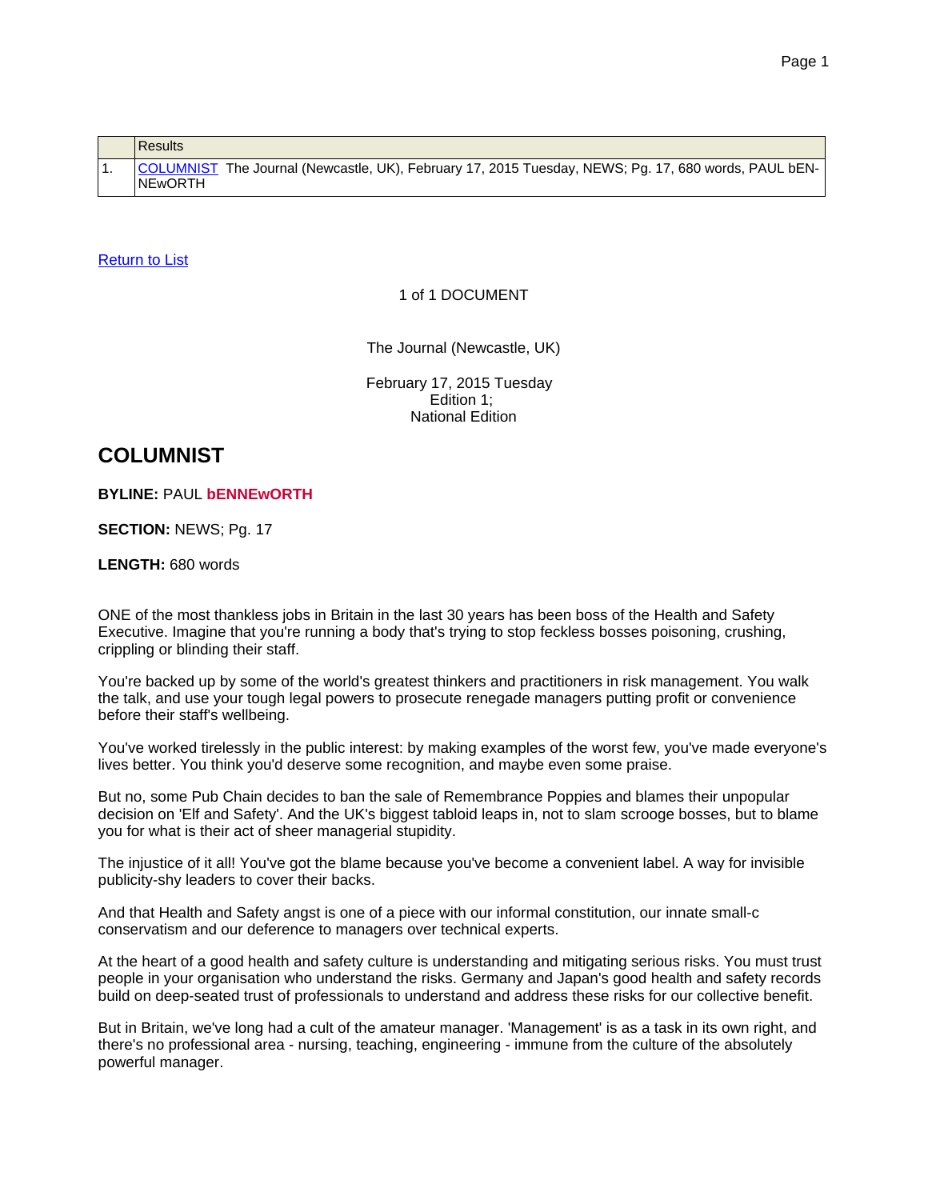| | Results |
|---|---|
| 1. | COLUMNIST The Journal (Newcastle, UK), February 17, 2015 Tuesday, NEWS; Pg. 17, 680 words, PAUL bEN-NEwORTH |

Return to List

1 of 1 DOCUMENT

The Journal (Newcastle, UK)

February 17, 2015 Tuesday
Edition 1;
National Edition

## COLUMNIST

**BYLINE:** PAUL **bENNEwORTH**

**SECTION:** NEWS; Pg. 17

**LENGTH:** 680 words

ONE of the most thankless jobs in Britain in the last 30 years has been boss of the Health and Safety Executive. Imagine that you're running a body that's trying to stop feckless bosses poisoning, crushing, crippling or blinding their staff.

You're backed up by some of the world's greatest thinkers and practitioners in risk management. You walk the talk, and use your tough legal powers to prosecute renegade managers putting profit or convenience before their staff's wellbeing.

You've worked tirelessly in the public interest: by making examples of the worst few, you've made everyone's lives better. You think you'd deserve some recognition, and maybe even some praise.

But no, some Pub Chain decides to ban the sale of Remembrance Poppies and blames their unpopular decision on 'Elf and Safety'. And the UK's biggest tabloid leaps in, not to slam scrooge bosses, but to blame you for what is their act of sheer managerial stupidity.

The injustice of it all! You've got the blame because you've become a convenient label. A way for invisible publicity-shy leaders to cover their backs.

And that Health and Safety angst is one of a piece with our informal constitution, our innate small-c conservatism and our deference to managers over technical experts.

At the heart of a good health and safety culture is understanding and mitigating serious risks. You must trust people in your organisation who understand the risks. Germany and Japan's good health and safety records build on deep-seated trust of professionals to understand and address these risks for our collective benefit.

But in Britain, we've long had a cult of the amateur manager. 'Management' is as a task in its own right, and there's no professional area - nursing, teaching, engineering - immune from the culture of the absolutely powerful manager.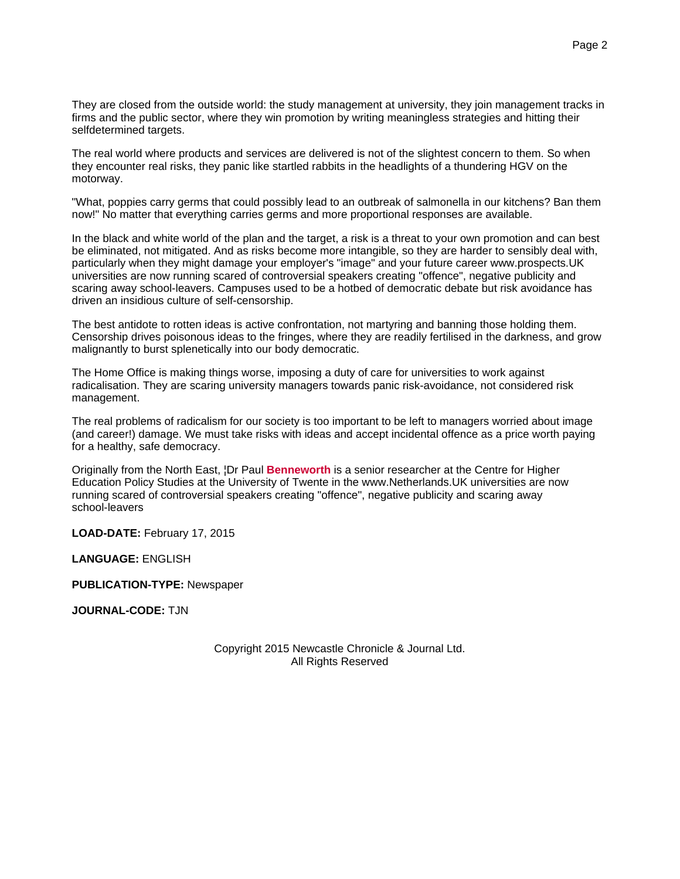They are closed from the outside world: the study management at university, they join management tracks in firms and the public sector, where they win promotion by writing meaningless strategies and hitting their selfdetermined targets.

The real world where products and services are delivered is not of the slightest concern to them. So when they encounter real risks, they panic like startled rabbits in the headlights of a thundering HGV on the motorway.

"What, poppies carry germs that could possibly lead to an outbreak of salmonella in our kitchens? Ban them now!" No matter that everything carries germs and more proportional responses are available.

In the black and white world of the plan and the target, a risk is a threat to your own promotion and can best be eliminated, not mitigated. And as risks become more intangible, so they are harder to sensibly deal with, particularly when they might damage your employer's "image" and your future career www.prospects.UK universities are now running scared of controversial speakers creating "offence", negative publicity and scaring away school-leavers. Campuses used to be a hotbed of democratic debate but risk avoidance has driven an insidious culture of self-censorship.

The best antidote to rotten ideas is active confrontation, not martyring and banning those holding them. Censorship drives poisonous ideas to the fringes, where they are readily fertilised in the darkness, and grow malignantly to burst spleneticaly into our body democratic.

The Home Office is making things worse, imposing a duty of care for universities to work against radicalisation. They are scaring university managers towards panic risk-avoidance, not considered risk management.

The real problems of radicalism for our society is too important to be left to managers worried about image (and career!) damage. We must take risks with ideas and accept incidental offence as a price worth paying for a healthy, safe democracy.

Originally from the North East, ¦Dr Paul **Benneworth** is a senior researcher at the Centre for Higher Education Policy Studies at the University of Twente in the www.Netherlands.UK universities are now running scared of controversial speakers creating "offence", negative publicity and scaring away school-leavers

**LOAD-DATE:** February 17, 2015

**LANGUAGE:** ENGLISH

**PUBLICATION-TYPE:** Newspaper

**JOURNAL-CODE:** TJN

Copyright 2015 Newcastle Chronicle & Journal Ltd.
All Rights Reserved